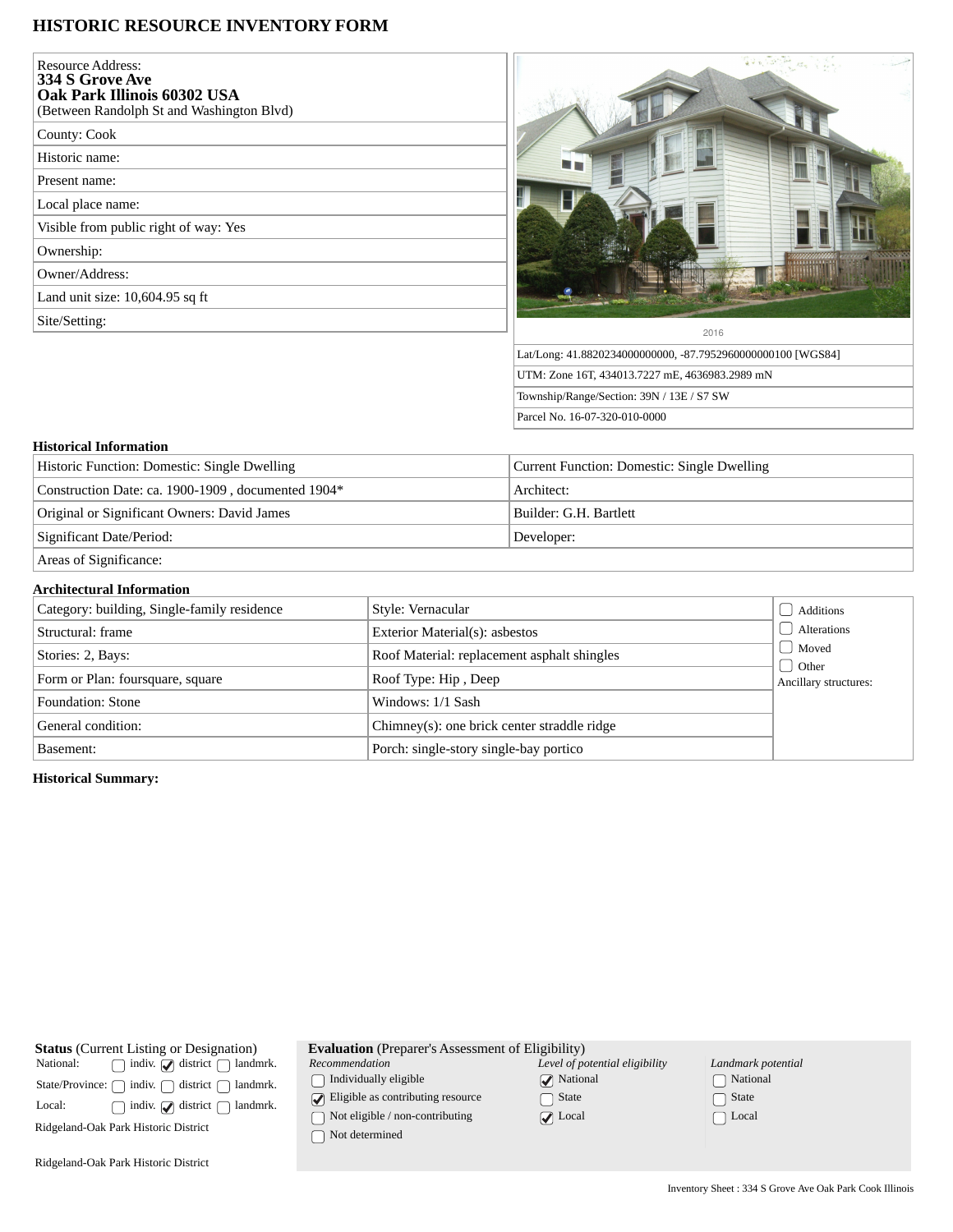# HISTORIC RESOURCE INVENTORY FORM

| |
|---|
| Resource Address: **334 S Grove Ave Oak Park Illinois 60302 USA** (Between Randolph St and Washington Blvd) |
| County: Cook |
| Historic name: |
| Present name: |
| Local place name: |
| Visible from public right of way: Yes |
| Ownership: |
| Owner/Address: |
| Land unit size: 10,604.95 sq ft |
| Site/Setting: |

2016

| |
|---|
| Lat/Long: 41.8820234000000000, -87.7952960000000100 [WGS84] |
| UTM: Zone 16T, 434013.7227 mE, 4636983.2989 mN |
| Township/Range/Section: 39N / 13E / S7 SW |
| Parcel No. 16-07-320-010-0000 |

### Historical Information

| | |
|---|---|
| Historic Function: Domestic: Single Dwelling | Current Function: Domestic: Single Dwelling |
| Construction Date: ca. 1900-1909 , documented 1904* | Architect: |
| Original or Significant Owners: David James | Builder: G.H. Bartlett |
| Significant Date/Period: | Developer: |
| Areas of Significance: | |

### Architectural Information

| | | |
|---|---|---|
| Category: building, Single-family residence | Style: Vernacular | ☐ Additions |
| Structural: frame | Exterior Material(s): asbestos | ☐ Alterations |
| Stories: 2, Bays: | Roof Material: replacement asphalt shingles | ☐ Moved |
| Form or Plan: foursquare, square | Roof Type: Hip , Deep | ☐ Other |
| Foundation: Stone | Windows: 1/1 Sash | Ancillary structures: |
| General condition: | Chimney(s): one brick center straddle ridge | |
| Basement: | Porch: single-story single-bay portico | |

**Historical Summary:**

**Status** (Current Listing or Designation)

| | | | |
|---|---|---|---|
| National: | ☐ indiv. | ☑ district | ☐ landmrk. |
| State/Province: | ☐ indiv. | ☐ district | ☐ landmrk. |
| Local: | ☐ indiv. | ☑ district | ☐ landmrk. |

Ridgeland-Oak Park Historic District

Ridgeland-Oak Park Historic District

**Evaluation** (Preparer's Assessment of Eligibility)

| *Recommendation* | *Level of potential eligibility* | *Landmark potential* |
|---|---|---|
| ☐ Individually eligible | ☑ National | ☐ National |
| ☑ Eligible as contributing resource | ☐ State | ☐ State |
| ☐ Not eligible / non-contributing | ☑ Local | ☐ Local |
| ☐ Not determined | | |

Inventory Sheet : 334 S Grove Ave Oak Park Cook Illinois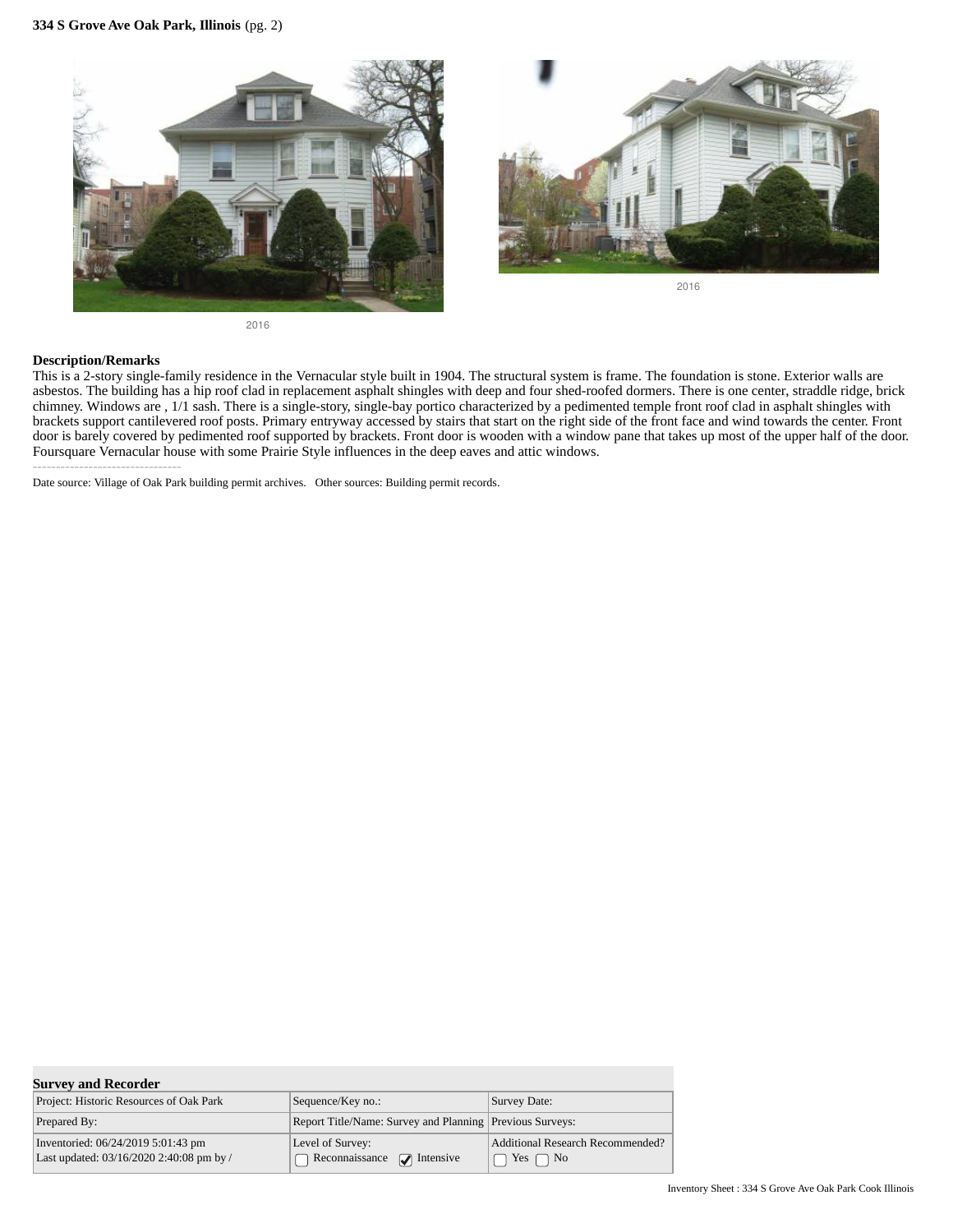**334 S Grove Ave Oak Park, Illinois** (pg. 2)

2016

2016

**Description/Remarks**

This is a 2-story single-family residence in the Vernacular style built in 1904. The structural system is frame. The foundation is stone. Exterior walls are asbestos. The building has a hip roof clad in replacement asphalt shingles with deep and four shed-roofed dormers. There is one center, straddle ridge, brick chimney. Windows are , 1/1 sash. There is a single-story, single-bay portico characterized by a pedimented temple front roof clad in asphalt shingles with brackets support cantilevered roof posts. Primary entryway accessed by stairs that start on the right side of the front face and wind towards the center. Front door is barely covered by pedimented roof supported by brackets. Front door is wooden with a window pane that takes up most of the upper half of the door. Foursquare Vernacular house with some Prairie Style influences in the deep eaves and attic windows.

Date source: Village of Oak Park building permit archives. Other sources: Building permit records.

**Survey and Recorder**

| | | |
|---|---|---|
| Project: Historic Resources of Oak Park | Sequence/Key no.: | Survey Date: |
| Prepared By: | Report Title/Name: Survey and Planning | Previous Surveys: |
| Inventoried: 06/24/2019 5:01:43 pm<br>Last updated: 03/16/2020 2:40:08 pm by / | Level of Survey:<br>☐ Reconnaissance ☑ Intensive | Additional Research Recommended?<br>☐ Yes ☐ No |